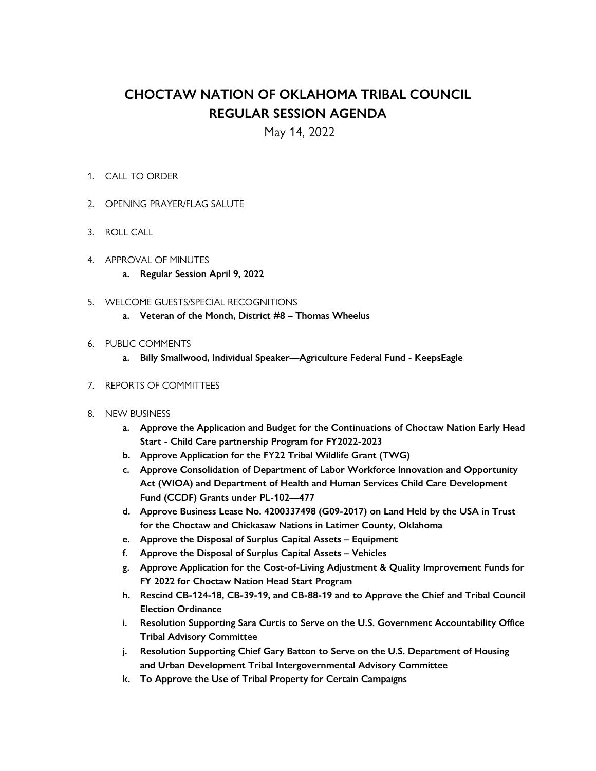# CHOCTAW NATION OF OKLAHOMA TRIBAL COUNCIL
# REGULAR SESSION AGENDA

May 14, 2022

1. CALL TO ORDER

2. OPENING PRAYER/FLAG SALUTE

3. ROLL CALL

4. APPROVAL OF MINUTES
   a. **Regular Session April 9, 2022**

5. WELCOME GUESTS/SPECIAL RECOGNITIONS
   a. **Veteran of the Month, District #8 – Thomas Wheelus**

6. PUBLIC COMMENTS
   a. **Billy Smallwood, Individual Speaker—Agriculture Federal Fund - KeepsEagle**

7. REPORTS OF COMMITTEES

8. NEW BUSINESS
   a. **Approve the Application and Budget for the Continuations of Choctaw Nation Early Head Start - Child Care partnership Program for FY2022-2023**
   b. **Approve Application for the FY22 Tribal Wildlife Grant (TWG)**
   c. **Approve Consolidation of Department of Labor Workforce Innovation and Opportunity Act (WIOA) and Department of Health and Human Services Child Care Development Fund (CCDF) Grants under PL-102—477**
   d. **Approve Business Lease No. 4200337498 (G09-2017) on Land Held by the USA in Trust for the Choctaw and Chickasaw Nations in Latimer County, Oklahoma**
   e. **Approve the Disposal of Surplus Capital Assets – Equipment**
   f. **Approve the Disposal of Surplus Capital Assets – Vehicles**
   g. **Approve Application for the Cost-of-Living Adjustment & Quality Improvement Funds for FY 2022 for Choctaw Nation Head Start Program**
   h. **Rescind CB-124-18, CB-39-19, and CB-88-19 and to Approve the Chief and Tribal Council Election Ordinance**
   i. **Resolution Supporting Sara Curtis to Serve on the U.S. Government Accountability Office Tribal Advisory Committee**
   j. **Resolution Supporting Chief Gary Batton to Serve on the U.S. Department of Housing and Urban Development Tribal Intergovernmental Advisory Committee**
   k. **To Approve the Use of Tribal Property for Certain Campaigns**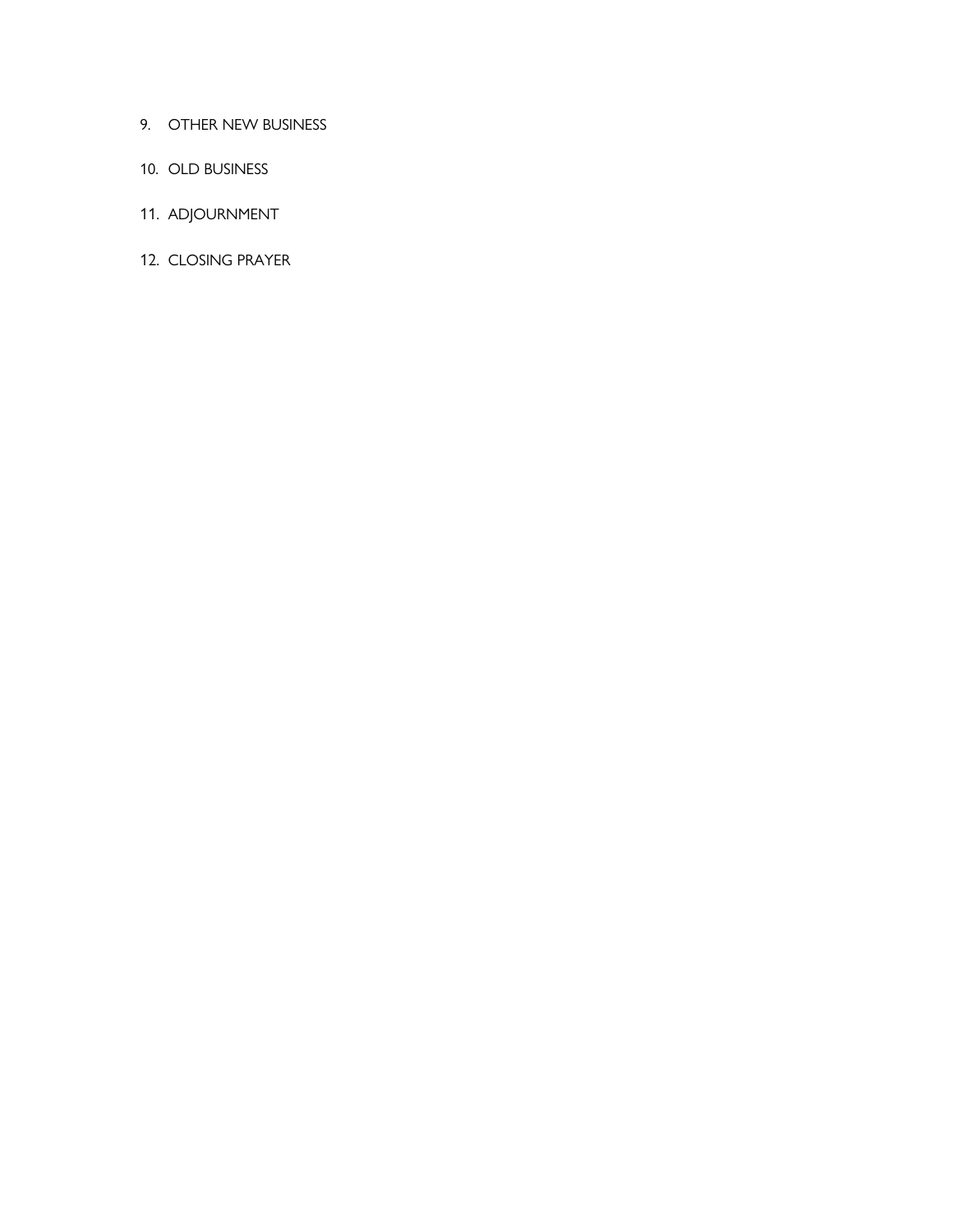9. OTHER NEW BUSINESS

10. OLD BUSINESS

11. ADJOURNMENT

12. CLOSING PRAYER